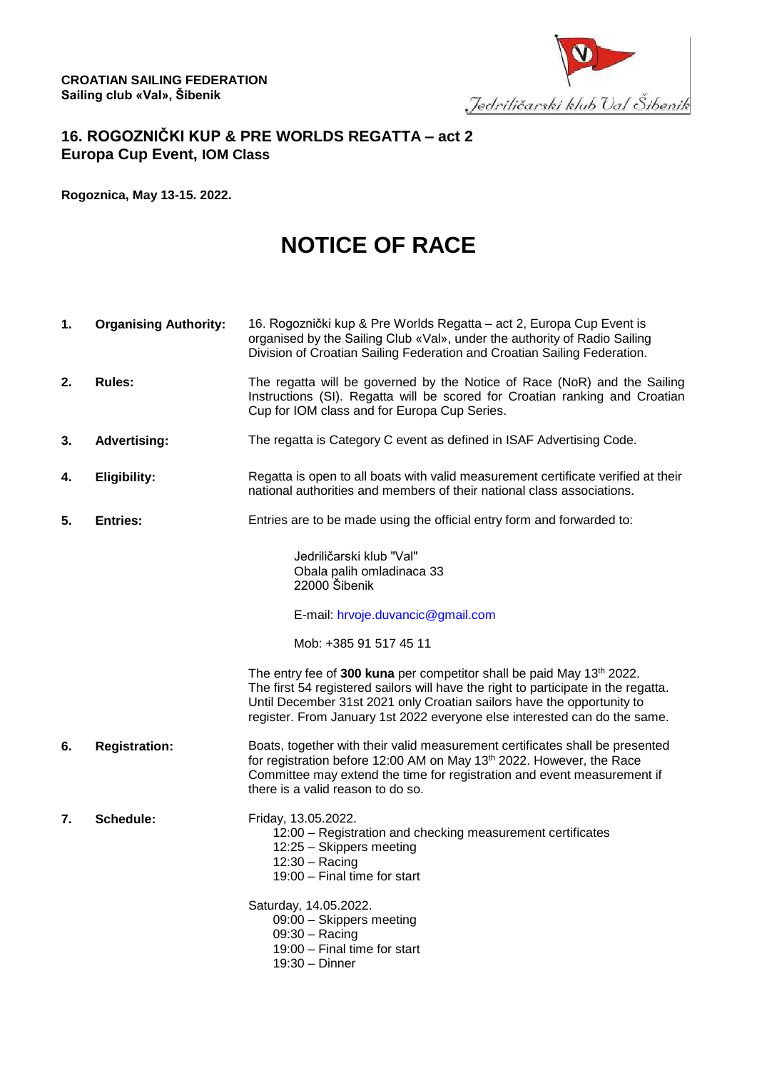**CROATIAN SAILING FEDERATION**
**Sailing club «Val», Šibenik**

Jedriličarski klub Val Šibenik

## 16. ROGOZNIČKI KUP & PRE WORLDS REGATTA – act 2
## Europa Cup Event, IOM Class

**Rogoznica, May 13-15. 2022.**

# NOTICE OF RACE

**1. Organising Authority:** 16. Rogoznički kup & Pre Worlds Regatta – act 2, Europa Cup Event is organised by the Sailing Club «Val», under the authority of Radio Sailing Division of Croatian Sailing Federation and Croatian Sailing Federation.

**2. Rules:** The regatta will be governed by the Notice of Race (NoR) and the Sailing Instructions (SI). Regatta will be scored for Croatian ranking and Croatian Cup for IOM class and for Europa Cup Series.

**3. Advertising:** The regatta is Category C event as defined in ISAF Advertising Code.

**4. Eligibility:** Regatta is open to all boats with valid measurement certificate verified at their national authorities and members of their national class associations.

**5. Entries:** Entries are to be made using the official entry form and forwarded to:

Jedriličarski klub "Val"
Obala palih omladinaca 33
22000 Šibenik

E-mail: hrvoje.duvancic@gmail.com

Mob: +385 91 517 45 11

The entry fee of **300 kuna** per competitor shall be paid May 13th 2022. The first 54 registered sailors will have the right to participate in the regatta. Until December 31st 2021 only Croatian sailors have the opportunity to register. From January 1st 2022 everyone else interested can do the same.

**6. Registration:** Boats, together with their valid measurement certificates shall be presented for registration before 12:00 AM on May 13th 2022. However, the Race Committee may extend the time for registration and event measurement if there is a valid reason to do so.

**7. Schedule:**

Friday, 13.05.2022.
- 12:00 – Registration and checking measurement certificates
- 12:25 – Skippers meeting
- 12:30 – Racing
- 19:00 – Final time for start

Saturday, 14.05.2022.
- 09:00 – Skippers meeting
- 09:30 – Racing
- 19:00 – Final time for start
- 19:30 – Dinner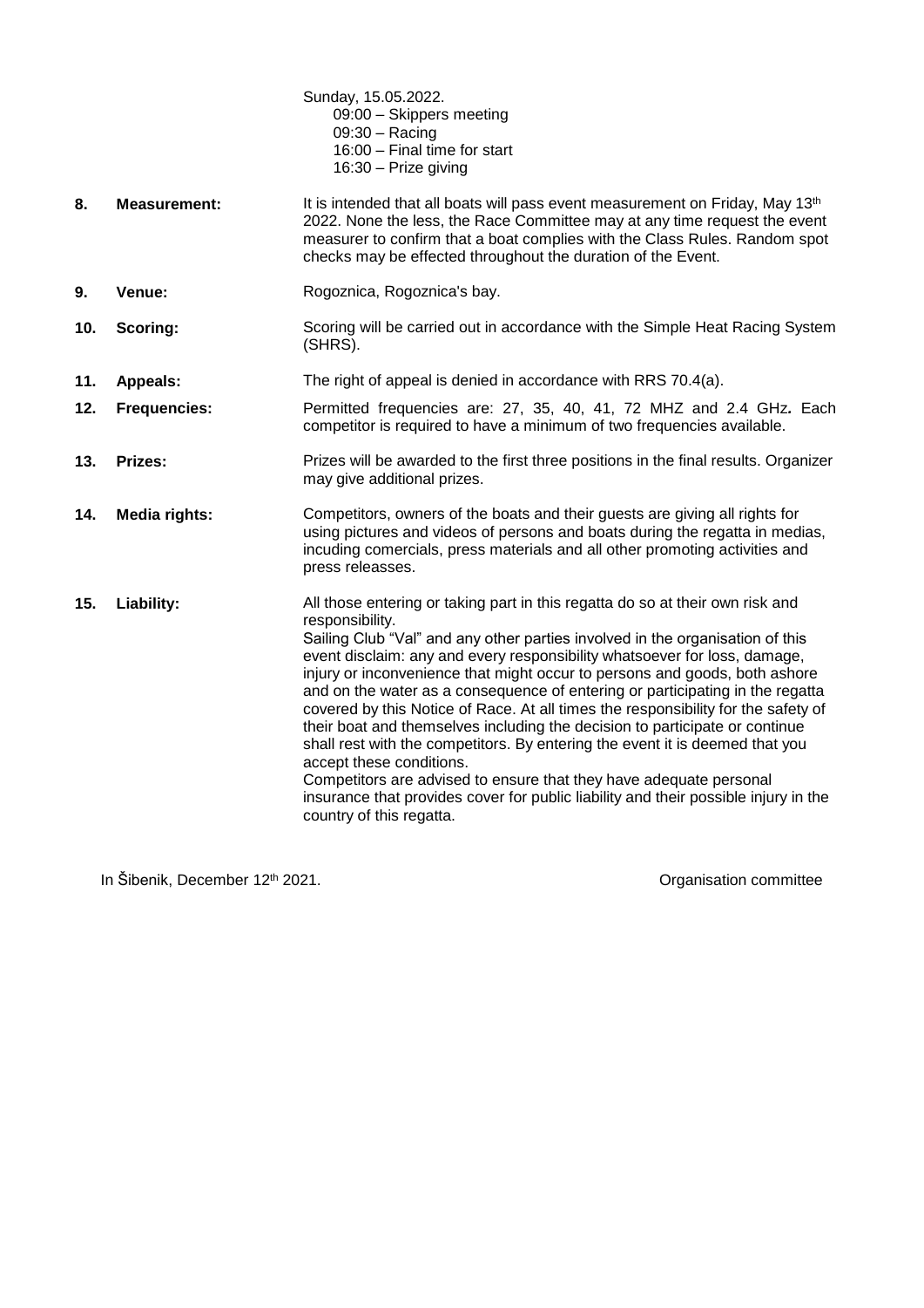Sunday, 15.05.2022.
- 09:00 – Skippers meeting
- 09:30 – Racing
- 16:00 – Final time for start
- 16:30 – Prize giving

**8. Measurement:** It is intended that all boats will pass event measurement on Friday, May 13th 2022. None the less, the Race Committee may at any time request the event measurer to confirm that a boat complies with the Class Rules. Random spot checks may be effected throughout the duration of the Event.

**9. Venue:** Rogoznica, Rogoznica's bay.

**10. Scoring:** Scoring will be carried out in accordance with the Simple Heat Racing System (SHRS).

**11. Appeals:** The right of appeal is denied in accordance with RRS 70.4(a).

**12. Frequencies:** Permitted frequencies are: 27, 35, 40, 41, 72 MHZ and 2.4 GHz**.** Each competitor is required to have a minimum of two frequencies available.

**13. Prizes:** Prizes will be awarded to the first three positions in the final results. Organizer may give additional prizes.

**14. Media rights:** Competitors, owners of the boats and their guests are giving all rights for using pictures and videos of persons and boats during the regatta in medias, incuding comercials, press materials and all other promoting activities and press releasses.

**15. Liability:** All those entering or taking part in this regatta do so at their own risk and responsibility.
Sailing Club "Val" and any other parties involved in the organisation of this event disclaim: any and every responsibility whatsoever for loss, damage, injury or inconvenience that might occur to persons and goods, both ashore and on the water as a consequence of entering or participating in the regatta covered by this Notice of Race. At all times the responsibility for the safety of their boat and themselves including the decision to participate or continue shall rest with the competitors. By entering the event it is deemed that you accept these conditions.
Competitors are advised to ensure that they have adequate personal insurance that provides cover for public liability and their possible injury in the country of this regatta.

In Šibenik, December 12th 2021.

Organisation committee